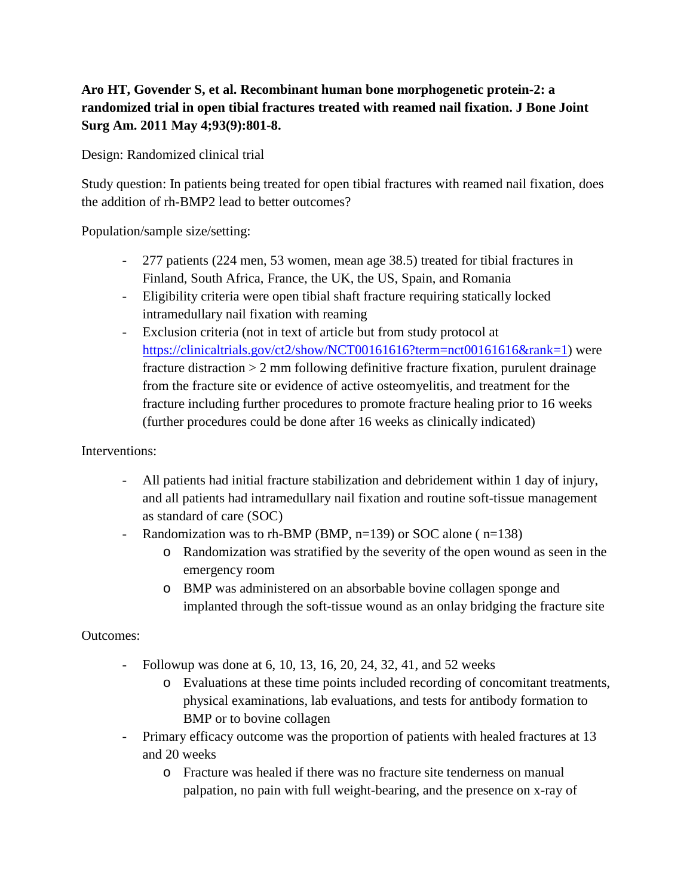**Aro HT, Govender S, et al. Recombinant human bone morphogenetic protein-2: a randomized trial in open tibial fractures treated with reamed nail fixation. J Bone Joint Surg Am. 2011 May 4;93(9):801-8.**

Design: Randomized clinical trial

Study question: In patients being treated for open tibial fractures with reamed nail fixation, does the addition of rh-BMP2 lead to better outcomes?

Population/sample size/setting:

- 277 patients (224 men, 53 women, mean age 38.5) treated for tibial fractures in Finland, South Africa, France, the UK, the US, Spain, and Romania
- Eligibility criteria were open tibial shaft fracture requiring statically locked intramedullary nail fixation with reaming
- Exclusion criteria (not in text of article but from study protocol at [https://clinicaltrials.gov/ct2/show/NCT00161616?term=nct00161616&rank=1](https://clinicaltrials.gov/ct2/show/NCT00161616?term=nct00161616&rank=1)) were fracture distraction > 2 mm following definitive fracture fixation, purulent drainage from the fracture site or evidence of active osteomyelitis, and treatment for the fracture including further procedures to promote fracture healing prior to 16 weeks (further procedures could be done after 16 weeks as clinically indicated)

Interventions:

- All patients had initial fracture stabilization and debridement within 1 day of injury, and all patients had intramedullary nail fixation and routine soft-tissue management as standard of care (SOC)
- Randomization was to rh-BMP (BMP, n=139) or SOC alone ( n=138)
  - Randomization was stratified by the severity of the open wound as seen in the emergency room
  - BMP was administered on an absorbable bovine collagen sponge and implanted through the soft-tissue wound as an onlay bridging the fracture site

Outcomes:

- Followup was done at 6, 10, 13, 16, 20, 24, 32, 41, and 52 weeks
  - Evaluations at these time points included recording of concomitant treatments, physical examinations, lab evaluations, and tests for antibody formation to BMP or to bovine collagen
- Primary efficacy outcome was the proportion of patients with healed fractures at 13 and 20 weeks
  - Fracture was healed if there was no fracture site tenderness on manual palpation, no pain with full weight-bearing, and the presence on x-ray of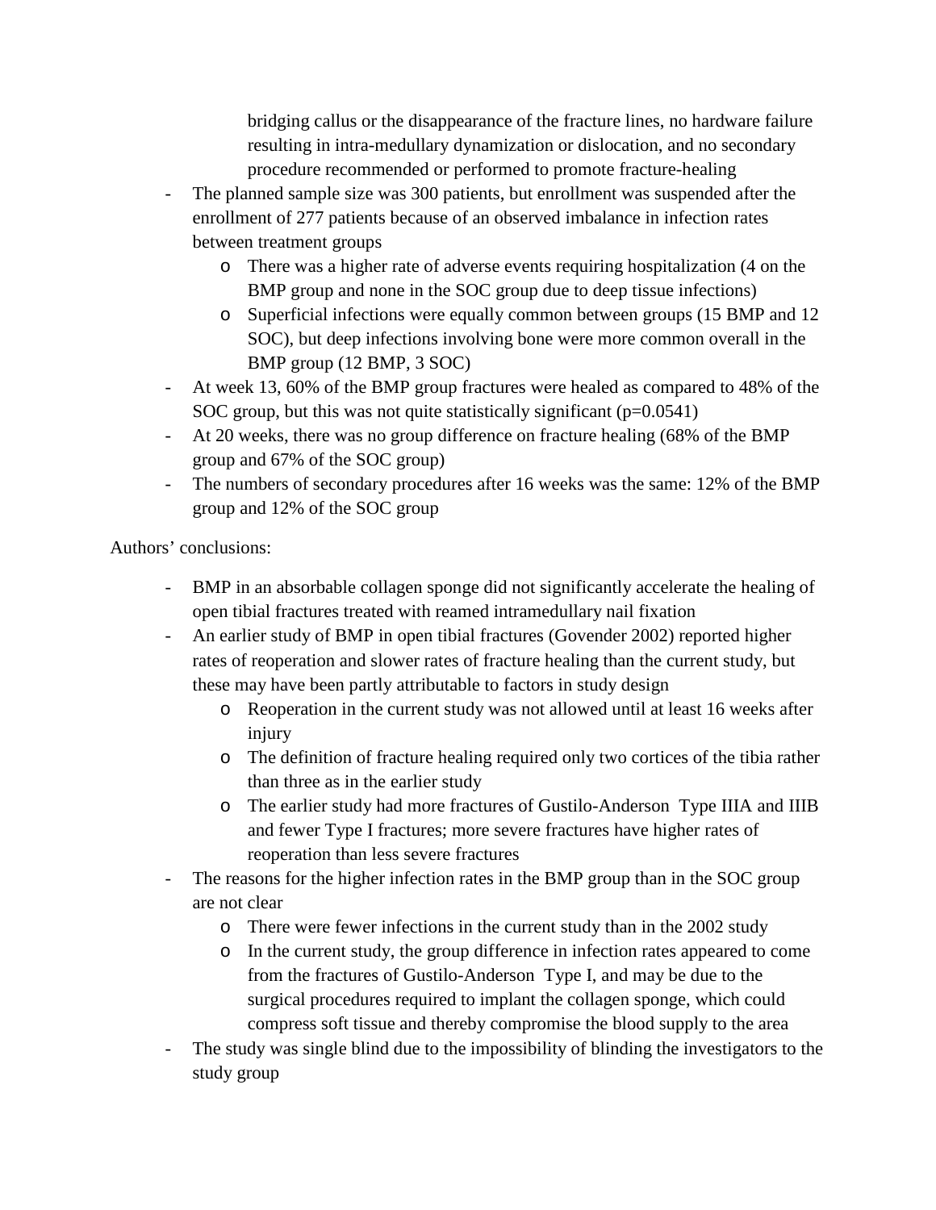- bridging callus or the disappearance of the fracture lines, no hardware failure resulting in intra-medullary dynamization or dislocation, and no secondary procedure recommended or performed to promote fracture-healing
- The planned sample size was 300 patients, but enrollment was suspended after the enrollment of 277 patients because of an observed imbalance in infection rates between treatment groups
    - There was a higher rate of adverse events requiring hospitalization (4 on the BMP group and none in the SOC group due to deep tissue infections)
    - Superficial infections were equally common between groups (15 BMP and 12 SOC), but deep infections involving bone were more common overall in the BMP group (12 BMP, 3 SOC)
- At week 13, 60% of the BMP group fractures were healed as compared to 48% of the SOC group, but this was not quite statistically significant ($p=0.0541$)
- At 20 weeks, there was no group difference on fracture healing (68% of the BMP group and 67% of the SOC group)
- The numbers of secondary procedures after 16 weeks was the same: 12% of the BMP group and 12% of the SOC group

Authors' conclusions:

- BMP in an absorbable collagen sponge did not significantly accelerate the healing of open tibial fractures treated with reamed intramedullary nail fixation
- An earlier study of BMP in open tibial fractures (Govender 2002) reported higher rates of reoperation and slower rates of fracture healing than the current study, but these may have been partly attributable to factors in study design
    - Reoperation in the current study was not allowed until at least 16 weeks after injury
    - The definition of fracture healing required only two cortices of the tibia rather than three as in the earlier study
    - The earlier study had more fractures of Gustilo-Anderson Type IIIA and IIIB and fewer Type I fractures; more severe fractures have higher rates of reoperation than less severe fractures
- The reasons for the higher infection rates in the BMP group than in the SOC group are not clear
    - There were fewer infections in the current study than in the 2002 study
    - In the current study, the group difference in infection rates appeared to come from the fractures of Gustilo-Anderson Type I, and may be due to the surgical procedures required to implant the collagen sponge, which could compress soft tissue and thereby compromise the blood supply to the area
- The study was single blind due to the impossibility of blinding the investigators to the study group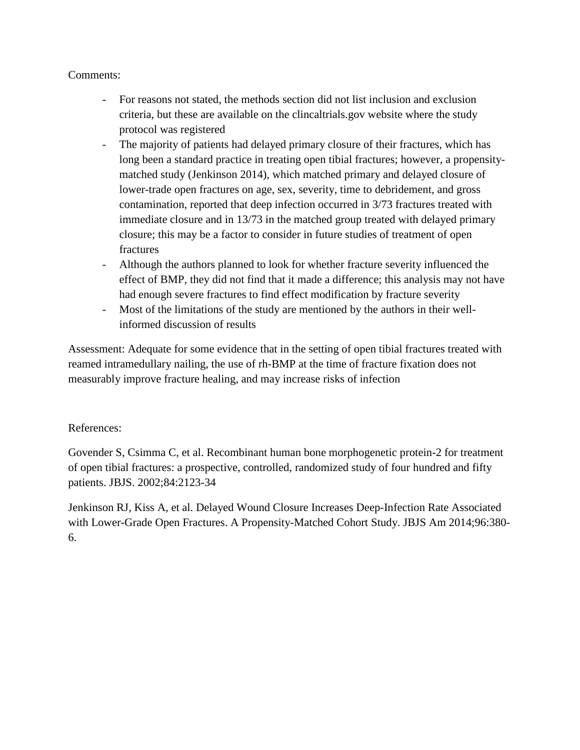Comments:

- For reasons not stated, the methods section did not list inclusion and exclusion criteria, but these are available on the clincaltrials.gov website where the study protocol was registered
- The majority of patients had delayed primary closure of their fractures, which has long been a standard practice in treating open tibial fractures; however, a propensity-matched study (Jenkinson 2014), which matched primary and delayed closure of lower-trade open fractures on age, sex, severity, time to debridement, and gross contamination, reported that deep infection occurred in 3/73 fractures treated with immediate closure and in 13/73 in the matched group treated with delayed primary closure; this may be a factor to consider in future studies of treatment of open fractures
- Although the authors planned to look for whether fracture severity influenced the effect of BMP, they did not find that it made a difference; this analysis may not have had enough severe fractures to find effect modification by fracture severity
- Most of the limitations of the study are mentioned by the authors in their well-informed discussion of results

Assessment: Adequate for some evidence that in the setting of open tibial fractures treated with reamed intramedullary nailing, the use of rh-BMP at the time of fracture fixation does not measurably improve fracture healing, and may increase risks of infection

References:

Govender S, Csimma C, et al. Recombinant human bone morphogenetic protein-2 for treatment of open tibial fractures: a prospective, controlled, randomized study of four hundred and fifty patients. JBJS. 2002;84:2123-34

Jenkinson RJ, Kiss A, et al. Delayed Wound Closure Increases Deep-Infection Rate Associated with Lower-Grade Open Fractures. A Propensity-Matched Cohort Study. JBJS Am 2014;96:380-6.